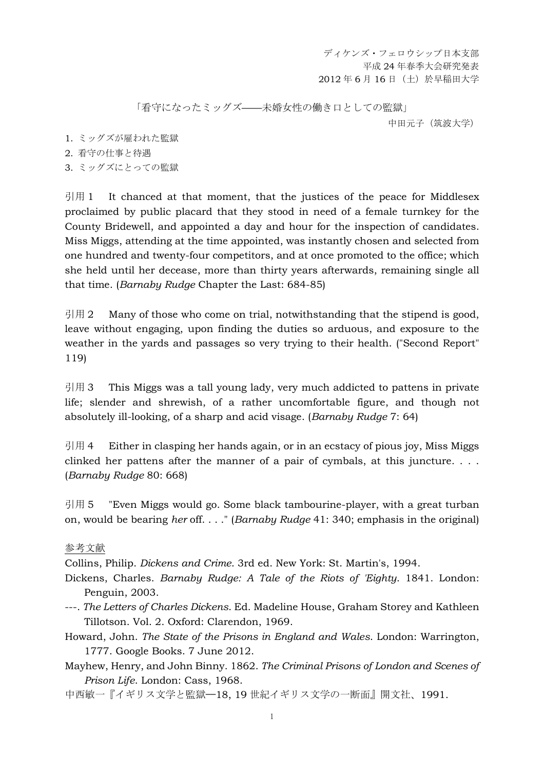ディケンズ・フェロウシップ日本支部
平成 24 年春季大会研究発表
2012 年 6 月 16 日（土）於早稲田大学

# 「看守になったミッグズ——未婚女性の働き口としての監獄」

中田元子（筑波大学）

1. ミッグズが雇われた監獄
2. 看守の仕事と待遇
3. ミッグズにとっての監獄

引用 1　It chanced at that moment, that the justices of the peace for Middlesex proclaimed by public placard that they stood in need of a female turnkey for the County Bridewell, and appointed a day and hour for the inspection of candidates. Miss Miggs, attending at the time appointed, was instantly chosen and selected from one hundred and twenty-four competitors, and at once promoted to the office; which she held until her decease, more than thirty years afterwards, remaining single all that time. (*Barnaby Rudge* Chapter the Last: 684-85)

引用 2　Many of those who come on trial, notwithstanding that the stipend is good, leave without engaging, upon finding the duties so arduous, and exposure to the weather in the yards and passages so very trying to their health. ("Second Report" 119)

引用 3　This Miggs was a tall young lady, very much addicted to pattens in private life; slender and shrewish, of a rather uncomfortable figure, and though not absolutely ill-looking, of a sharp and acid visage. (*Barnaby Rudge* 7: 64)

引用 4　Either in clasping her hands again, or in an ecstacy of pious joy, Miss Miggs clinked her pattens after the manner of a pair of cymbals, at this juncture. . . . (*Barnaby Rudge* 80: 668)

引用 5　"Even Miggs would go. Some black tambourine-player, with a great turban on, would be bearing *her* off. . . ." (*Barnaby Rudge* 41: 340; emphasis in the original)

## 参考文献

Collins, Philip. *Dickens and Crime*. 3rd ed. New York: St. Martin's, 1994.

Dickens, Charles. *Barnaby Rudge: A Tale of the Riots of 'Eighty*. 1841. London: Penguin, 2003.

---. *The Letters of Charles Dickens*. Ed. Madeline House, Graham Storey and Kathleen Tillotson. Vol. 2. Oxford: Clarendon, 1969.

Howard, John. *The State of the Prisons in England and Wales*. London: Warrington, 1777. Google Books. 7 June 2012.

Mayhew, Henry, and John Binny. 1862. *The Criminal Prisons of London and Scenes of Prison Life*. London: Cass, 1968.

中西敏一『イギリス文学と監獄—18, 19 世紀イギリス文学の一断面』開文社、1991.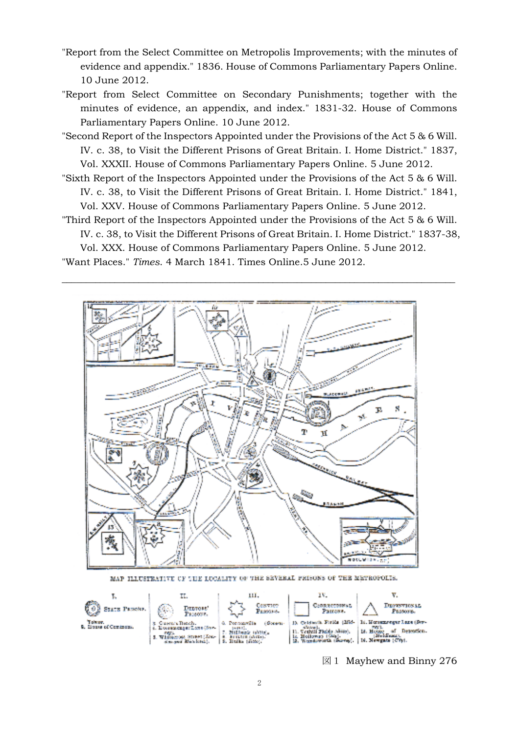"Report from the Select Committee on Metropolis Improvements; with the minutes of evidence and appendix." 1836. House of Commons Parliamentary Papers Online. 10 June 2012.

"Report from Select Committee on Secondary Punishments; together with the minutes of evidence, an appendix, and index." 1831-32. House of Commons Parliamentary Papers Online. 10 June 2012.

"Second Report of the Inspectors Appointed under the Provisions of the Act 5 & 6 Will. IV. c. 38, to Visit the Different Prisons of Great Britain. I. Home District." 1837, Vol. XXXII. House of Commons Parliamentary Papers Online. 5 June 2012.

"Sixth Report of the Inspectors Appointed under the Provisions of the Act 5 & 6 Will. IV. c. 38, to Visit the Different Prisons of Great Britain. I. Home District." 1841, Vol. XXV. House of Commons Parliamentary Papers Online. 5 June 2012.

"Third Report of the Inspectors Appointed under the Provisions of the Act 5 & 6 Will. IV. c. 38, to Visit the Different Prisons of Great Britain. I. Home District." 1837-38, Vol. XXX. House of Commons Parliamentary Papers Online. 5 June 2012.

"Want Places." *Times*. 4 March 1841. Times Online.5 June 2012.

---

MAP ILLUSTRATIVE OF THE LOCALITY OF THE SEVERAL PRISONS OF THE METROPOLIS.

図 1 Mayhew and Binny 276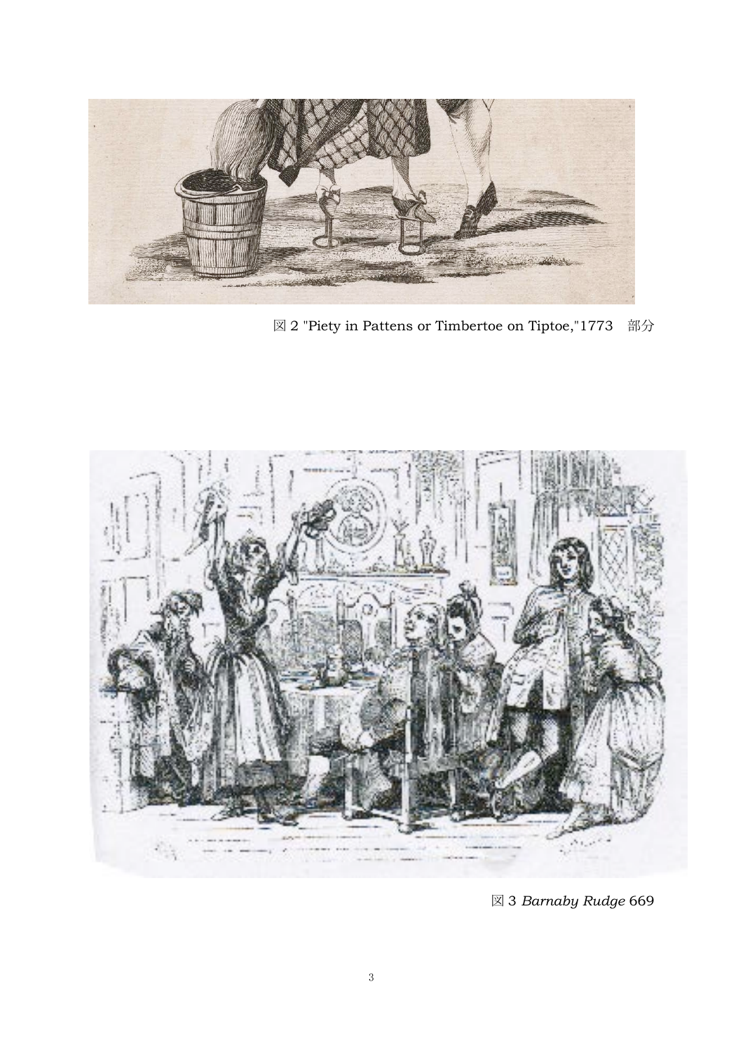図 2 "Piety in Pattens or Timbertoe on Tiptoe,"1773　部分

図 3 *Barnaby Rudge* 669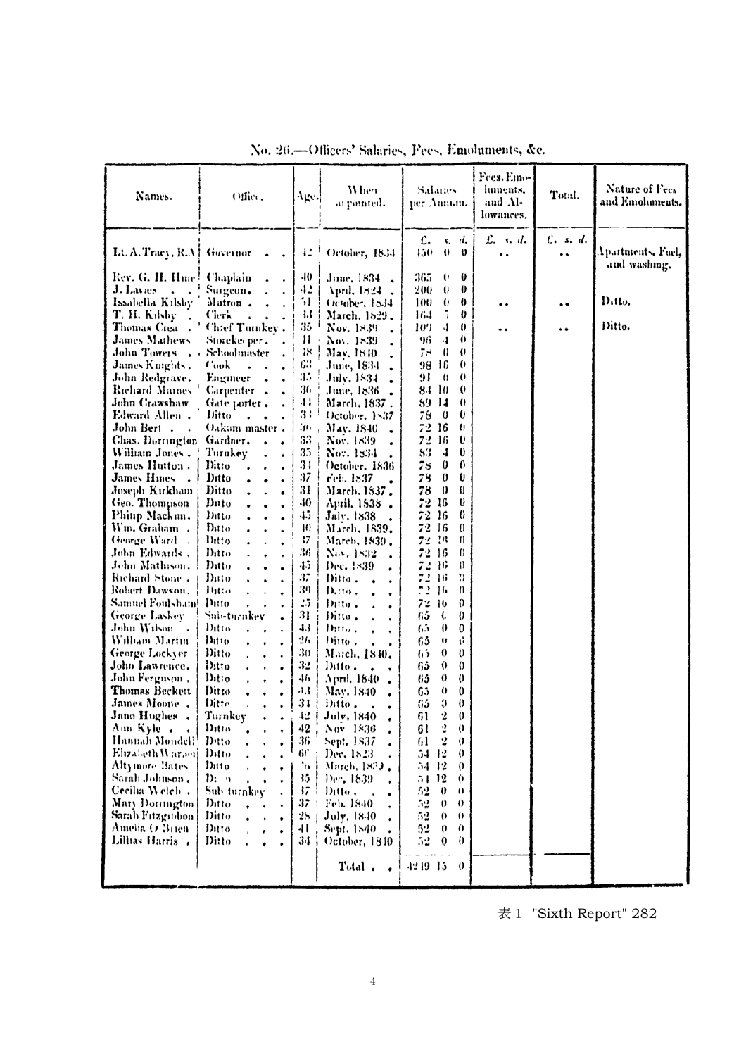No. 26.—Officers' Salaries, Fees, Emoluments, &c.

| Names. | Office. | Age. | When appointed. | Salaries per Annum. | Fees, Emoluments, and Allowances. | Total. | Nature of Fees and Emoluments. |
|---|---|---|---|---|---|---|---|
| | | | | £. s. d. | £. s. d. | £. s. d. | |
| Lt. A. Tracy, R.N. | Governor | 42 | October, 1834 | 450 0 0 | .. | .. | Apartments, Fuel, and washing. |
| Rev. G. H. Hine | Chaplain | 40 | June, 1834 | 365 0 0 | | | |
| J. Davies | Surgeon. | 42 | April, 1824 | 200 0 0 | | | |
| Issabella Kilsby | Matron | 51 | October, 1834 | 100 0 0 | .. | .. | Ditto. |
| T. H. Kilsby | Clerk | 33 | March, 1829 | 164 5 0 | | | |
| Thomas Crea | Chief Turnkey | 35 | Nov. 1839 | 109 4 0 | .. | .. | Ditto. |
| James Mathews | Storekeeper | 41 | Nov. 1839 | 96 4 0 | | | |
| John Towers | Schoolmaster | 38 | May, 1840 | 78 0 0 | | | |
| James Knights | Cook | 63 | June, 1834 | 98 16 0 | | | |
| John Redgrave | Engineer | 35 | July, 1834 | 91 0 0 | | | |
| Richard Maines | Carpenter | 36 | June, 1836 | 84 10 0 | | | |
| John Crawshaw | Gate porter | 44 | March, 1837 | 89 14 0 | | | |
| Edward Allen | Ditto | 33 | October, 1837 | 78 0 0 | | | |
| John Bert | Oakum master | 50 | May, 1840 | 72 16 0 | | | |
| Chas. Dorrington | Gardner | 33 | Nov. 1839 | 72 16 0 | | | |
| William Jones | Turnkey | 35 | Nov. 1834 | 83 4 0 | | | |
| James Hutton | Ditto | 34 | October, 1836 | 78 0 0 | | | |
| James Hines | Ditto | 37 | Feb. 1837 | 78 0 0 | | | |
| Joseph Kirkham | Ditto | 31 | March, 1837 | 78 0 0 | | | |
| Geo. Thompson | Ditto | 40 | April, 1838 | 72 16 0 | | | |
| Philip Mackim | Ditto | 45 | July, 1838 | 72 16 0 | | | |
| Wm. Graham | Ditto | 40 | March, 1839 | 72 16 0 | | | |
| George Ward | Ditto | 37 | March, 1839 | 72 16 0 | | | |
| John Edwards | Ditto | 36 | Nov. 1832 | 72 16 0 | | | |
| John Mathison | Ditto | 45 | Dec. 1839 | 72 16 0 | | | |
| Richard Stone | Ditto | 37 | Ditto | 72 16 0 | | | |
| Robert Dawson | Ditto | 39 | Ditto | 72 16 0 | | | |
| Samuel Foulsham | Ditto | 25 | Ditto | 72 16 0 | | | |
| George Laskey | Sub-turnkey | 31 | Ditto | 65 0 0 | | | |
| John Wilson | Ditto | 43 | Ditto | 65 0 0 | | | |
| William Martin | Ditto | 26 | Ditto | 65 0 0 | | | |
| George Lockyer | Ditto | 30 | March, 1840 | 65 0 0 | | | |
| John Lawrence | Ditto | 32 | Ditto | 65 0 0 | | | |
| John Ferguson | Ditto | 46 | April, 1840 | 65 0 0 | | | |
| Thomas Beckett | Ditto | 43 | May, 1840 | 65 0 0 | | | |
| James Moone | Ditto | 34 | Ditto | 65 0 0 | | | |
| Jane Hughes | Turnkey | 42 | July, 1840 | 61 2 0 | | | |
| Ann Kyle | Ditto | 42 | Nov. 1836 | 61 2 0 | | | |
| Hannah Mondell | Ditto | 36 | Sept. 1837 | 61 2 0 | | | |
| Elizabeth Warner | Ditto | 60 | Dec. 1823 | 54 12 0 | | | |
| Altymore Bates | Ditto | 50 | March, 1839 | 54 12 0 | | | |
| Sarah Johnson | Ditto | 35 | Dec. 1839 | 54 12 0 | | | |
| Cecilia Welch | Sub-turnkey | 37 | Ditto | 52 0 0 | | | |
| Mary Dorrington | Ditto | 37 | Feb. 1840 | 52 0 0 | | | |
| Sarah Fitzgibbon | Ditto | 28 | July, 1840 | 52 0 0 | | | |
| Amelia O'Brien | Ditto | 41 | Sept. 1840 | 52 0 0 | | | |
| Lillias Harris | Ditto | 34 | October, 1840 | 52 0 0 | | | |
| | | | Total | 4219 15 0 | | | |

表 1 "Sixth Report" 282